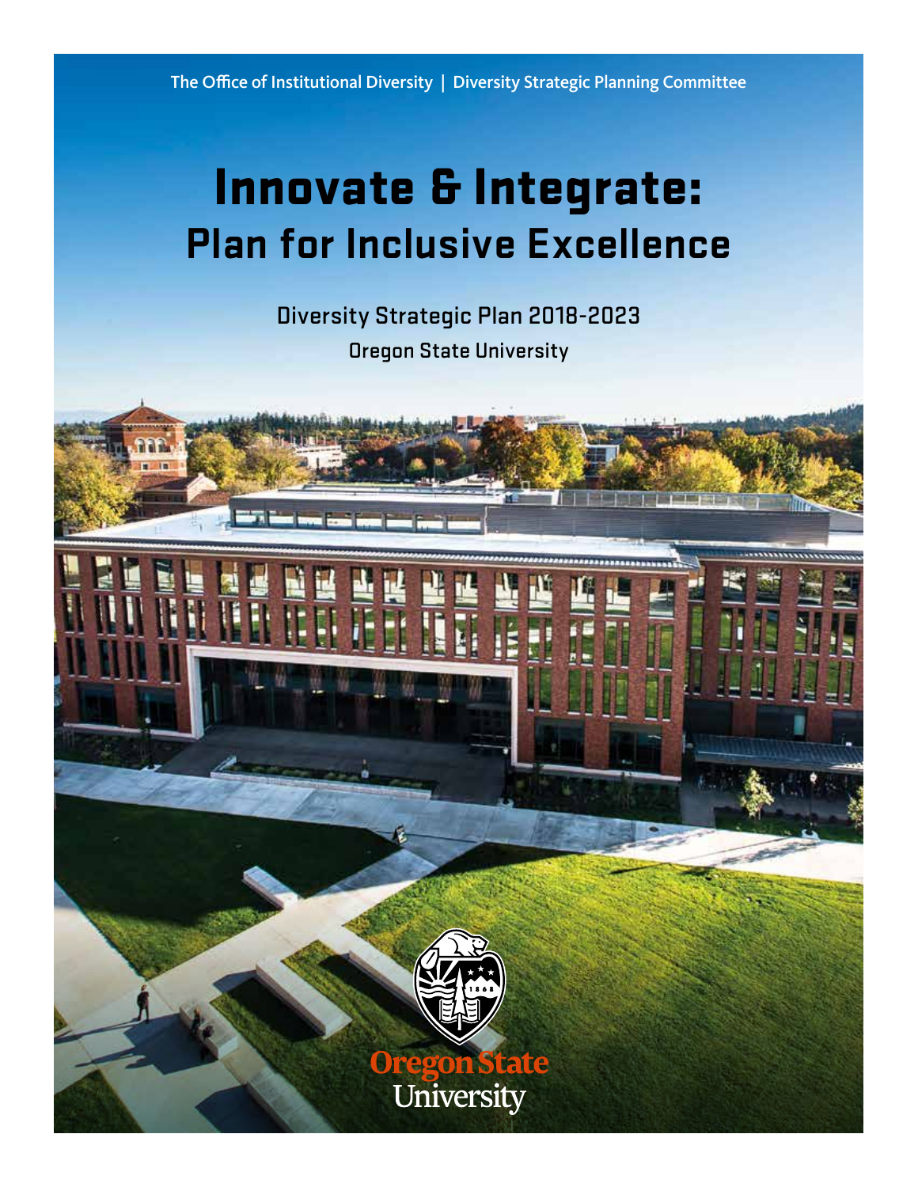The Office of Institutional Diversity | Diversity Strategic Planning Committee

# Innovate & Integrate:
## Plan for Inclusive Excellence

Diversity Strategic Plan 2018-2023

Oregon State University

Oregon State University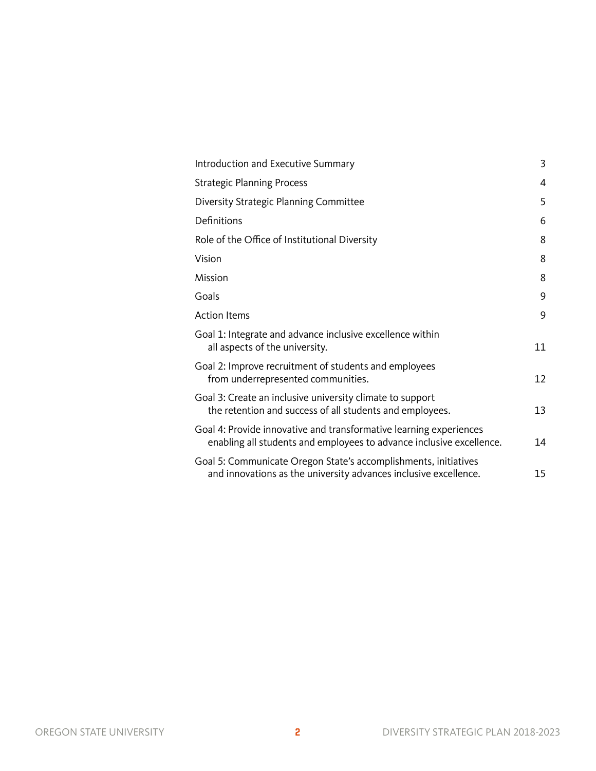| | |
|---|---|
| Introduction and Executive Summary | 3 |
| Strategic Planning Process | 4 |
| Diversity Strategic Planning Committee | 5 |
| Definitions | 6 |
| Role of the Office of Institutional Diversity | 8 |
| Vision | 8 |
| Mission | 8 |
| Goals | 9 |
| Action Items | 9 |
| Goal 1: Integrate and advance inclusive excellence within all aspects of the university. | 11 |
| Goal 2: Improve recruitment of students and employees from underrepresented communities. | 12 |
| Goal 3: Create an inclusive university climate to support the retention and success of all students and employees. | 13 |
| Goal 4: Provide innovative and transformative learning experiences enabling all students and employees to advance inclusive excellence. | 14 |
| Goal 5: Communicate Oregon State's accomplishments, initiatives and innovations as the university advances inclusive excellence. | 15 |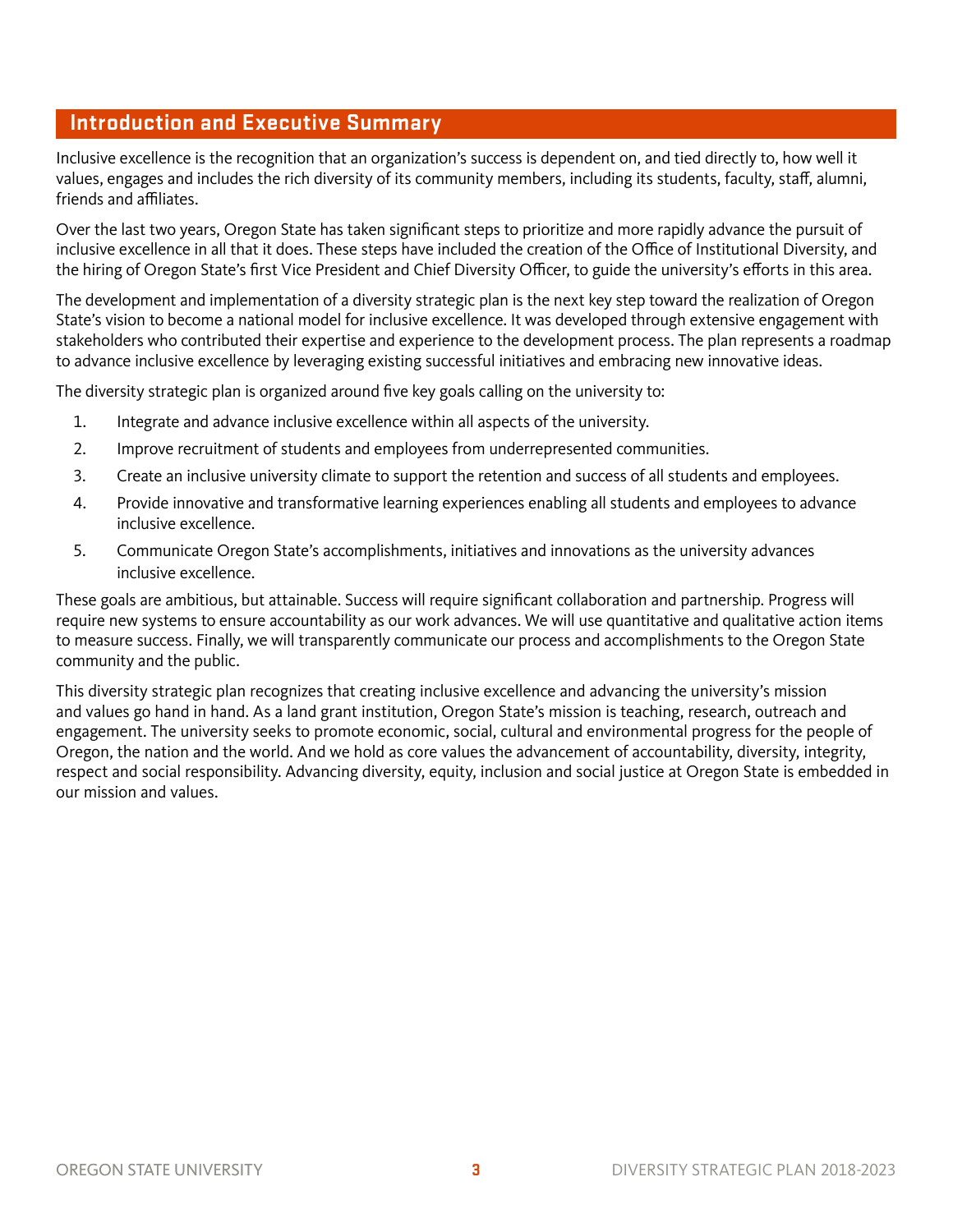## Introduction and Executive Summary

Inclusive excellence is the recognition that an organization's success is dependent on, and tied directly to, how well it values, engages and includes the rich diversity of its community members, including its students, faculty, staff, alumni, friends and affiliates.

Over the last two years, Oregon State has taken significant steps to prioritize and more rapidly advance the pursuit of inclusive excellence in all that it does. These steps have included the creation of the Office of Institutional Diversity, and the hiring of Oregon State's first Vice President and Chief Diversity Officer, to guide the university's efforts in this area.

The development and implementation of a diversity strategic plan is the next key step toward the realization of Oregon State's vision to become a national model for inclusive excellence. It was developed through extensive engagement with stakeholders who contributed their expertise and experience to the development process. The plan represents a roadmap to advance inclusive excellence by leveraging existing successful initiatives and embracing new innovative ideas.

The diversity strategic plan is organized around five key goals calling on the university to:

1. Integrate and advance inclusive excellence within all aspects of the university.
2. Improve recruitment of students and employees from underrepresented communities.
3. Create an inclusive university climate to support the retention and success of all students and employees.
4. Provide innovative and transformative learning experiences enabling all students and employees to advance inclusive excellence.
5. Communicate Oregon State's accomplishments, initiatives and innovations as the university advances inclusive excellence.

These goals are ambitious, but attainable. Success will require significant collaboration and partnership. Progress will require new systems to ensure accountability as our work advances. We will use quantitative and qualitative action items to measure success. Finally, we will transparently communicate our process and accomplishments to the Oregon State community and the public.

This diversity strategic plan recognizes that creating inclusive excellence and advancing the university's mission and values go hand in hand. As a land grant institution, Oregon State's mission is teaching, research, outreach and engagement. The university seeks to promote economic, social, cultural and environmental progress for the people of Oregon, the nation and the world. And we hold as core values the advancement of accountability, diversity, integrity, respect and social responsibility. Advancing diversity, equity, inclusion and social justice at Oregon State is embedded in our mission and values.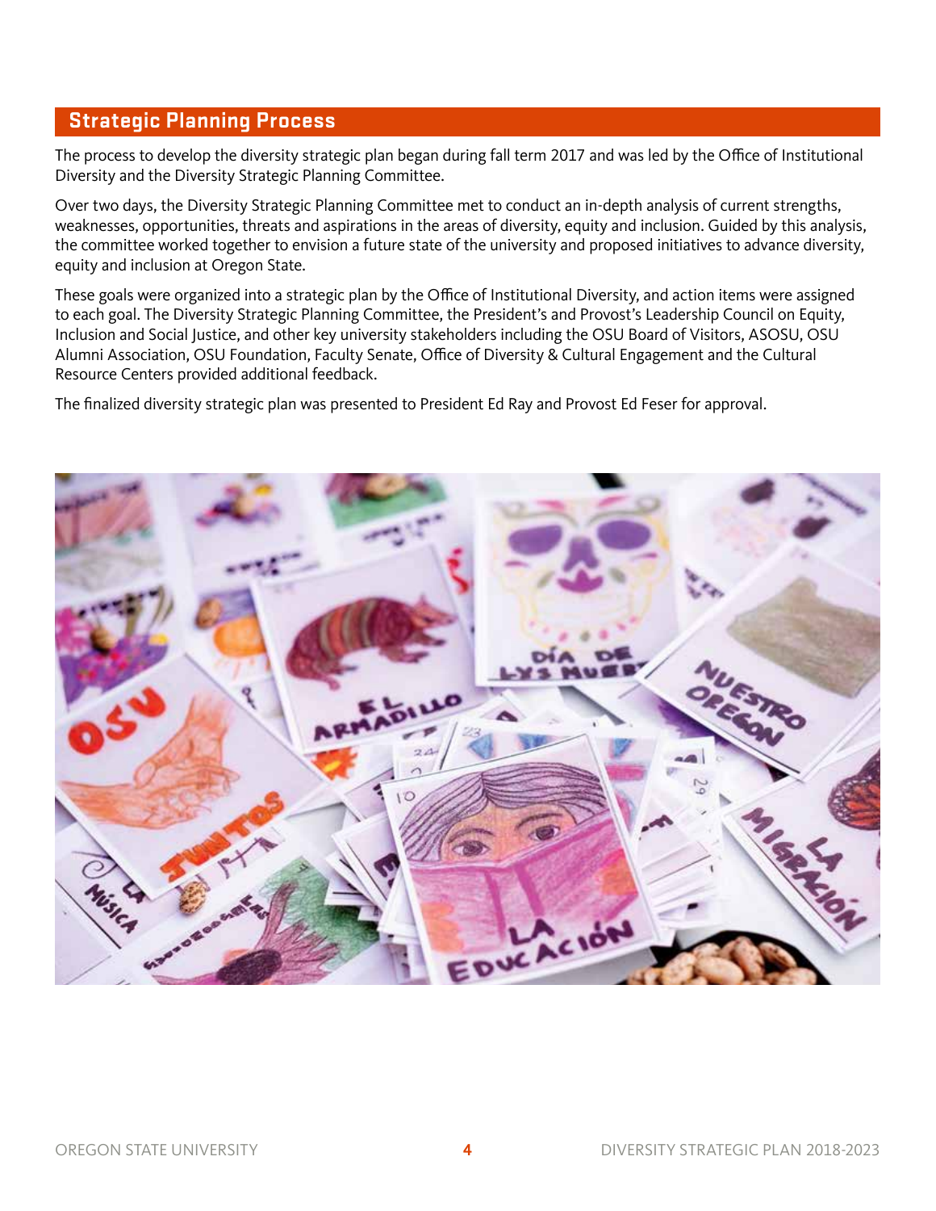## Strategic Planning Process

The process to develop the diversity strategic plan began during fall term 2017 and was led by the Office of Institutional Diversity and the Diversity Strategic Planning Committee.

Over two days, the Diversity Strategic Planning Committee met to conduct an in-depth analysis of current strengths, weaknesses, opportunities, threats and aspirations in the areas of diversity, equity and inclusion. Guided by this analysis, the committee worked together to envision a future state of the university and proposed initiatives to advance diversity, equity and inclusion at Oregon State.

These goals were organized into a strategic plan by the Office of Institutional Diversity, and action items were assigned to each goal. The Diversity Strategic Planning Committee, the President's and Provost's Leadership Council on Equity, Inclusion and Social Justice, and other key university stakeholders including the OSU Board of Visitors, ASOSU, OSU Alumni Association, OSU Foundation, Faculty Senate, Office of Diversity & Cultural Engagement and the Cultural Resource Centers provided additional feedback.

The finalized diversity strategic plan was presented to President Ed Ray and Provost Ed Feser for approval.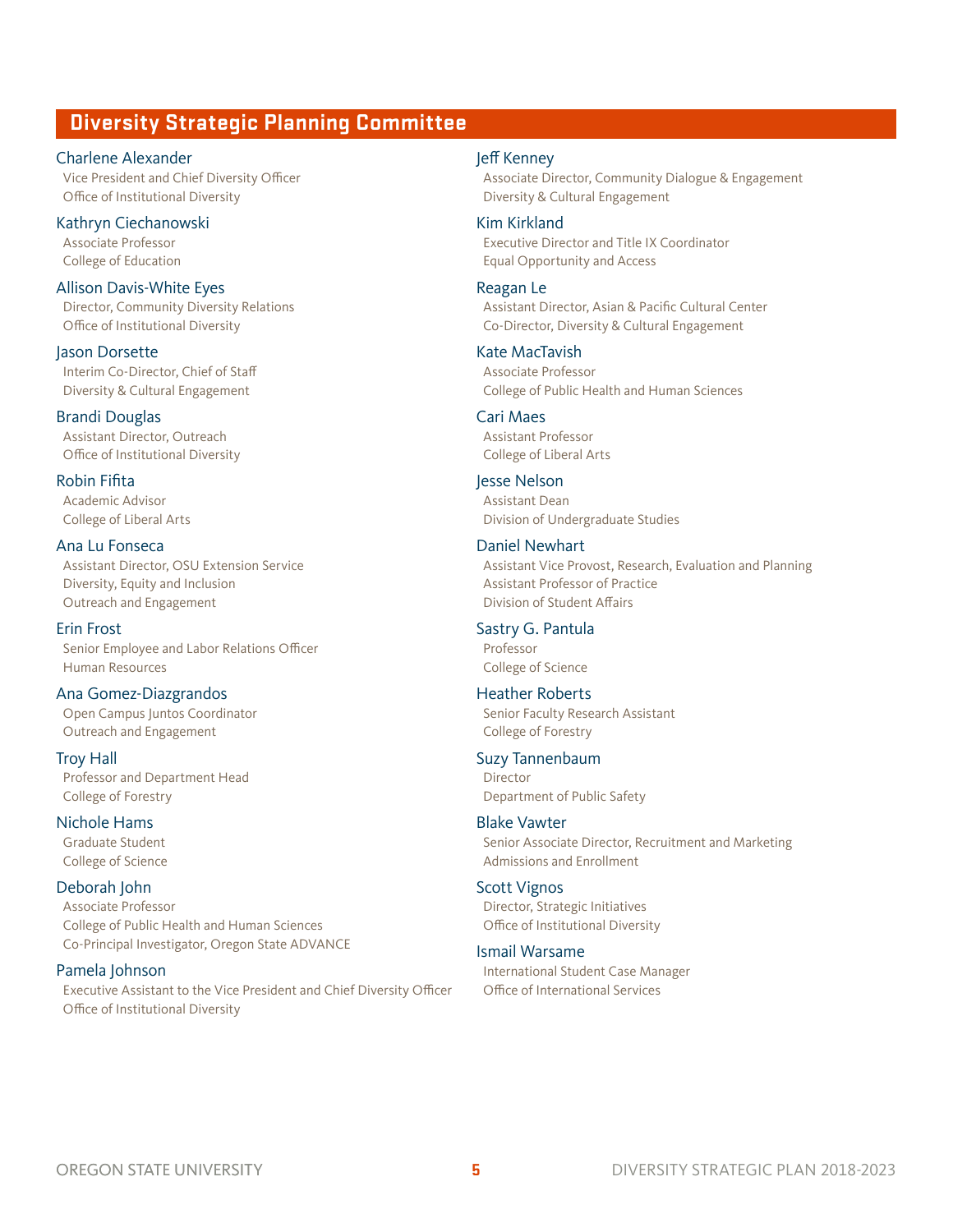## Diversity Strategic Planning Committee

**Charlene Alexander**
Vice President and Chief Diversity Officer
Office of Institutional Diversity

**Kathryn Ciechanowski**
Associate Professor
College of Education

**Allison Davis-White Eyes**
Director, Community Diversity Relations
Office of Institutional Diversity

**Jason Dorsette**
Interim Co-Director, Chief of Staff
Diversity & Cultural Engagement

**Brandi Douglas**
Assistant Director, Outreach
Office of Institutional Diversity

**Robin Fifita**
Academic Advisor
College of Liberal Arts

**Ana Lu Fonseca**
Assistant Director, OSU Extension Service
Diversity, Equity and Inclusion
Outreach and Engagement

**Erin Frost**
Senior Employee and Labor Relations Officer
Human Resources

**Ana Gomez-Diazgrandos**
Open Campus Juntos Coordinator
Outreach and Engagement

**Troy Hall**
Professor and Department Head
College of Forestry

**Nichole Hams**
Graduate Student
College of Science

**Deborah John**
Associate Professor
College of Public Health and Human Sciences
Co-Principal Investigator, Oregon State ADVANCE

**Pamela Johnson**
Executive Assistant to the Vice President and Chief Diversity Officer
Office of Institutional Diversity

**Jeff Kenney**
Associate Director, Community Dialogue & Engagement
Diversity & Cultural Engagement

**Kim Kirkland**
Executive Director and Title IX Coordinator
Equal Opportunity and Access

**Reagan Le**
Assistant Director, Asian & Pacific Cultural Center
Co-Director, Diversity & Cultural Engagement

**Kate MacTavish**
Associate Professor
College of Public Health and Human Sciences

**Cari Maes**
Assistant Professor
College of Liberal Arts

**Jesse Nelson**
Assistant Dean
Division of Undergraduate Studies

**Daniel Newhart**
Assistant Vice Provost, Research, Evaluation and Planning
Assistant Professor of Practice
Division of Student Affairs

**Sastry G. Pantula**
Professor
College of Science

**Heather Roberts**
Senior Faculty Research Assistant
College of Forestry

**Suzy Tannenbaum**
Director
Department of Public Safety

**Blake Vawter**
Senior Associate Director, Recruitment and Marketing
Admissions and Enrollment

**Scott Vignos**
Director, Strategic Initiatives
Office of Institutional Diversity

**Ismail Warsame**
International Student Case Manager
Office of International Services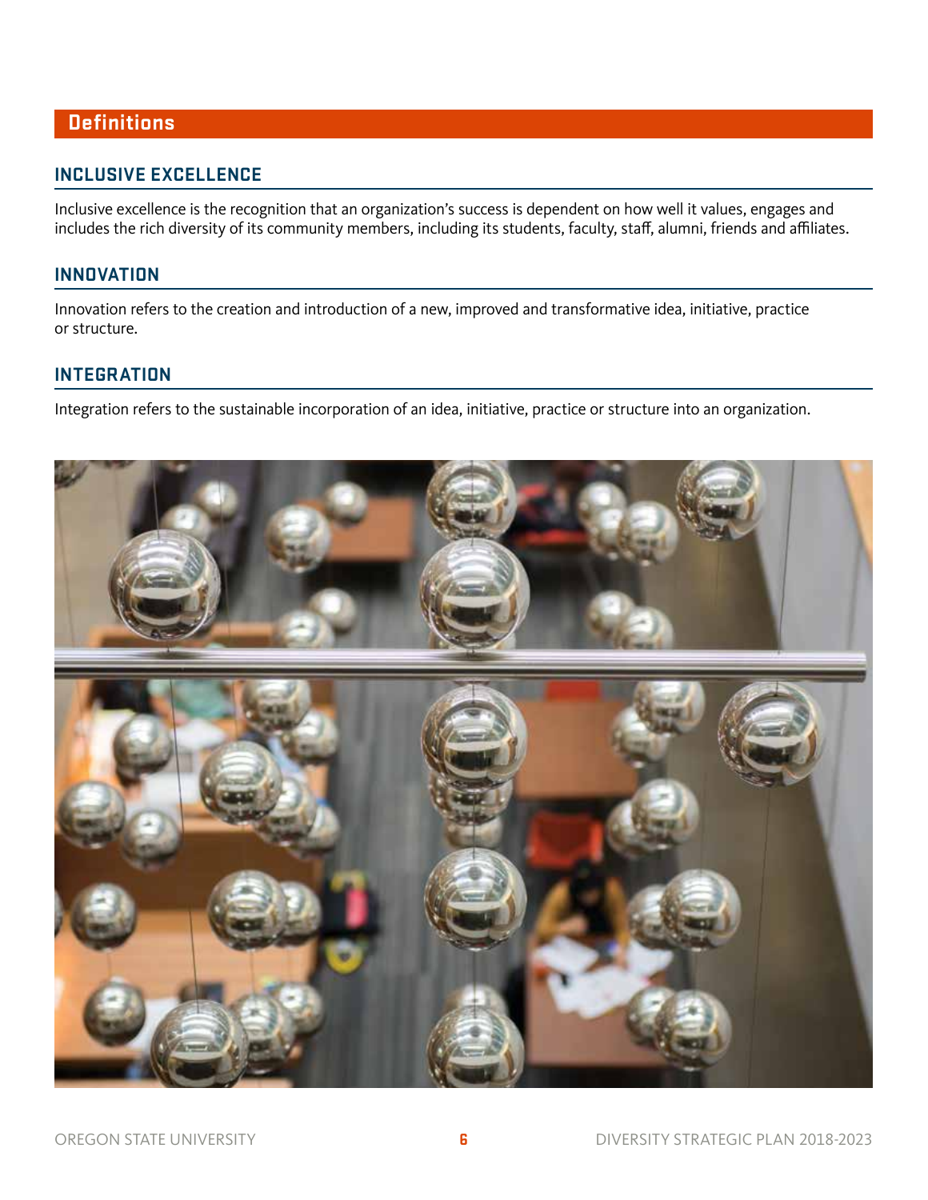## Definitions

### INCLUSIVE EXCELLENCE

Inclusive excellence is the recognition that an organization's success is dependent on how well it values, engages and includes the rich diversity of its community members, including its students, faculty, staff, alumni, friends and affiliates.

### INNOVATION

Innovation refers to the creation and introduction of a new, improved and transformative idea, initiative, practice or structure.

### INTEGRATION

Integration refers to the sustainable incorporation of an idea, initiative, practice or structure into an organization.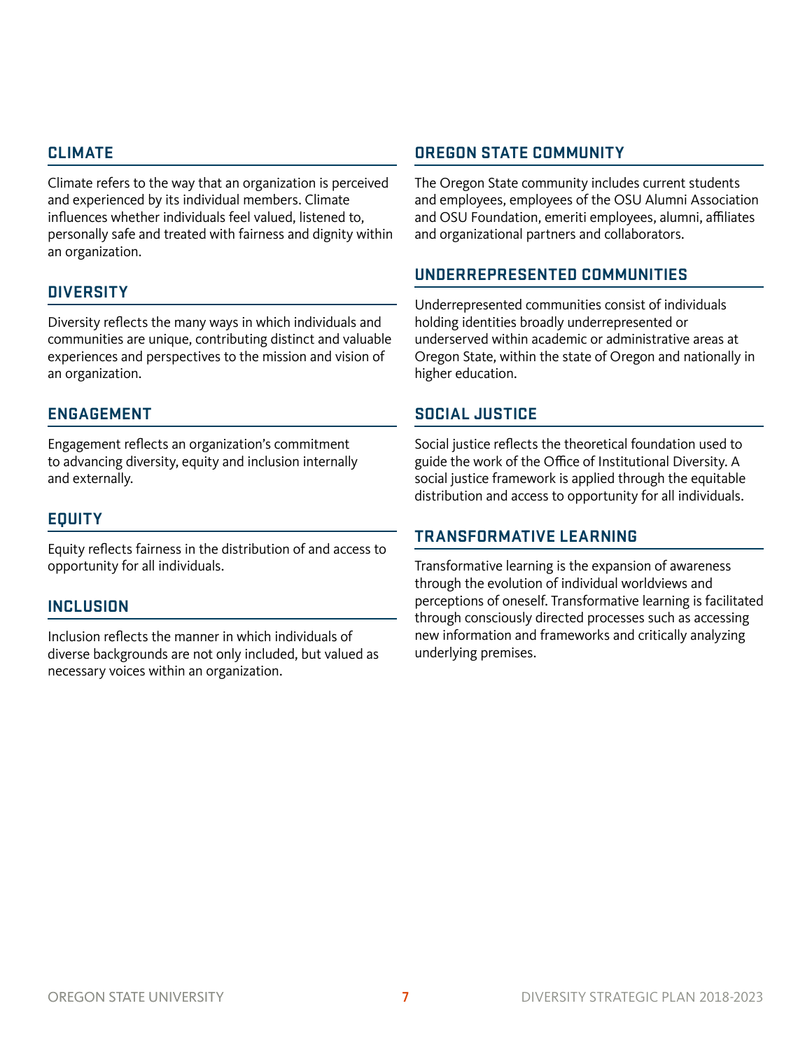## CLIMATE

Climate refers to the way that an organization is perceived and experienced by its individual members. Climate influences whether individuals feel valued, listened to, personally safe and treated with fairness and dignity within an organization.

## DIVERSITY

Diversity reflects the many ways in which individuals and communities are unique, contributing distinct and valuable experiences and perspectives to the mission and vision of an organization.

## ENGAGEMENT

Engagement reflects an organization's commitment to advancing diversity, equity and inclusion internally and externally.

## EQUITY

Equity reflects fairness in the distribution of and access to opportunity for all individuals.

## INCLUSION

Inclusion reflects the manner in which individuals of diverse backgrounds are not only included, but valued as necessary voices within an organization.

## OREGON STATE COMMUNITY

The Oregon State community includes current students and employees, employees of the OSU Alumni Association and OSU Foundation, emeriti employees, alumni, affiliates and organizational partners and collaborators.

## UNDERREPRESENTED COMMUNITIES

Underrepresented communities consist of individuals holding identities broadly underrepresented or underserved within academic or administrative areas at Oregon State, within the state of Oregon and nationally in higher education.

## SOCIAL JUSTICE

Social justice reflects the theoretical foundation used to guide the work of the Office of Institutional Diversity. A social justice framework is applied through the equitable distribution and access to opportunity for all individuals.

## TRANSFORMATIVE LEARNING

Transformative learning is the expansion of awareness through the evolution of individual worldviews and perceptions of oneself. Transformative learning is facilitated through consciously directed processes such as accessing new information and frameworks and critically analyzing underlying premises.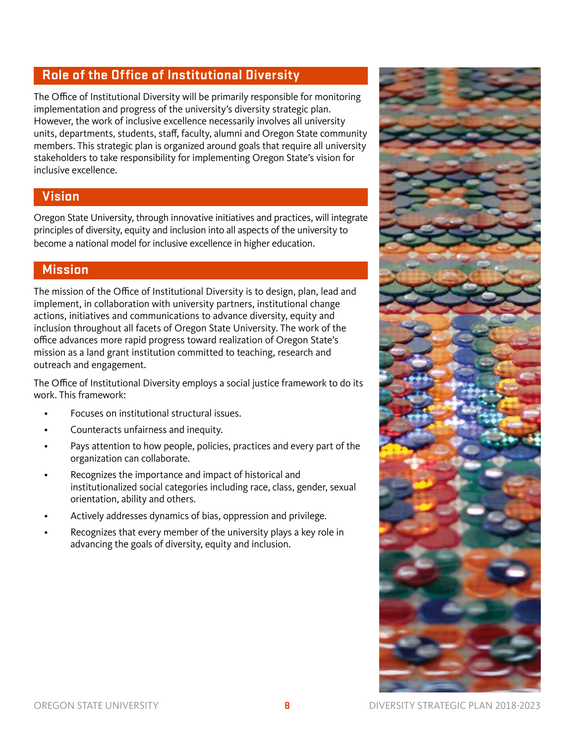## Role of the Office of Institutional Diversity

The Office of Institutional Diversity will be primarily responsible for monitoring implementation and progress of the university's diversity strategic plan. However, the work of inclusive excellence necessarily involves all university units, departments, students, staff, faculty, alumni and Oregon State community members. This strategic plan is organized around goals that require all university stakeholders to take responsibility for implementing Oregon State's vision for inclusive excellence.

## Vision

Oregon State University, through innovative initiatives and practices, will integrate principles of diversity, equity and inclusion into all aspects of the university to become a national model for inclusive excellence in higher education.

## Mission

The mission of the Office of Institutional Diversity is to design, plan, lead and implement, in collaboration with university partners, institutional change actions, initiatives and communications to advance diversity, equity and inclusion throughout all facets of Oregon State University. The work of the office advances more rapid progress toward realization of Oregon State's mission as a land grant institution committed to teaching, research and outreach and engagement.

The Office of Institutional Diversity employs a social justice framework to do its work. This framework:

- Focuses on institutional structural issues.
- Counteracts unfairness and inequity.
- Pays attention to how people, policies, practices and every part of the organization can collaborate.
- Recognizes the importance and impact of historical and institutionalized social categories including race, class, gender, sexual orientation, ability and others.
- Actively addresses dynamics of bias, oppression and privilege.
- Recognizes that every member of the university plays a key role in advancing the goals of diversity, equity and inclusion.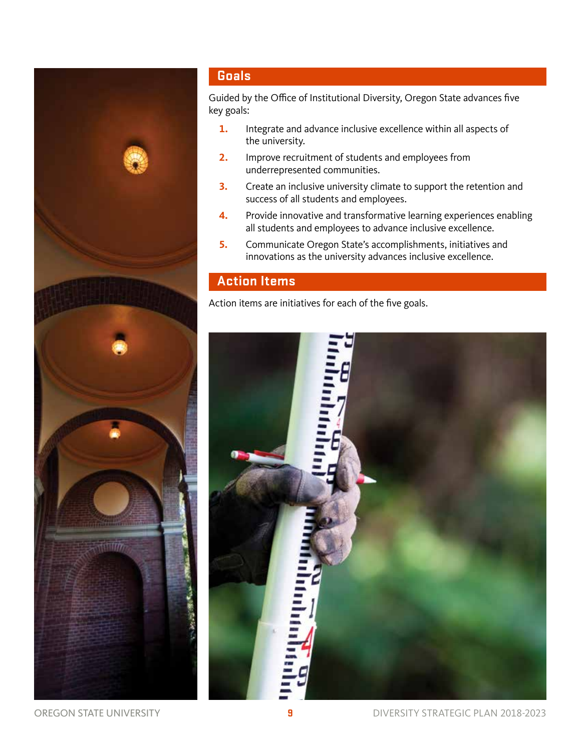## Goals

Guided by the Office of Institutional Diversity, Oregon State advances five key goals:

1. Integrate and advance inclusive excellence within all aspects of the university.
2. Improve recruitment of students and employees from underrepresented communities.
3. Create an inclusive university climate to support the retention and success of all students and employees.
4. Provide innovative and transformative learning experiences enabling all students and employees to advance inclusive excellence.
5. Communicate Oregon State's accomplishments, initiatives and innovations as the university advances inclusive excellence.

## Action Items

Action items are initiatives for each of the five goals.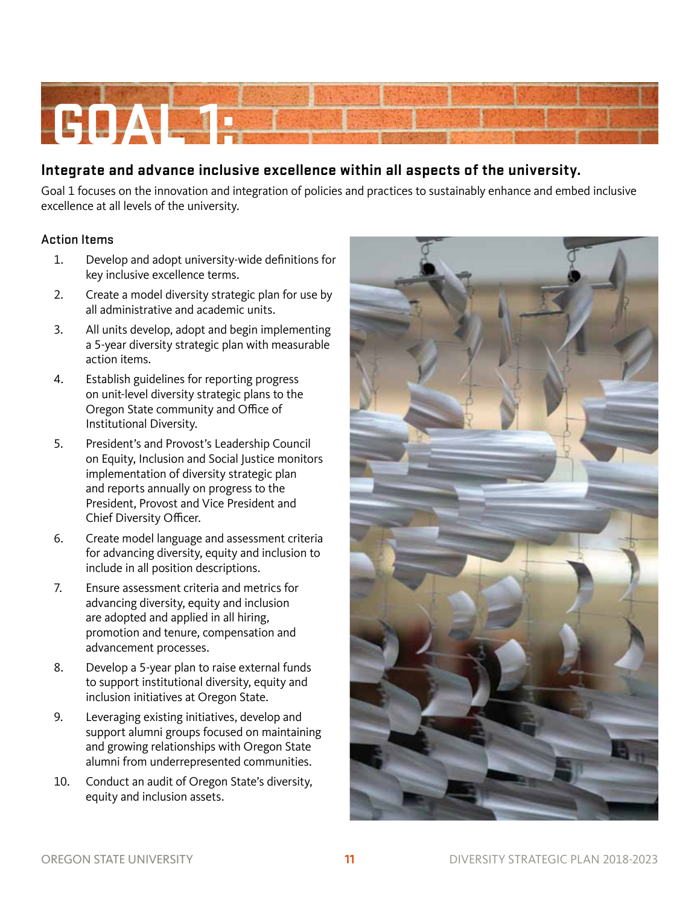# GOAL 1:

## Integrate and advance inclusive excellence within all aspects of the university.

Goal 1 focuses on the innovation and integration of policies and practices to sustainably enhance and embed inclusive excellence at all levels of the university.

### Action Items

1. Develop and adopt university-wide definitions for key inclusive excellence terms.
2. Create a model diversity strategic plan for use by all administrative and academic units.
3. All units develop, adopt and begin implementing a 5-year diversity strategic plan with measurable action items.
4. Establish guidelines for reporting progress on unit-level diversity strategic plans to the Oregon State community and Office of Institutional Diversity.
5. President's and Provost's Leadership Council on Equity, Inclusion and Social Justice monitors implementation of diversity strategic plan and reports annually on progress to the President, Provost and Vice President and Chief Diversity Officer.
6. Create model language and assessment criteria for advancing diversity, equity and inclusion to include in all position descriptions.
7. Ensure assessment criteria and metrics for advancing diversity, equity and inclusion are adopted and applied in all hiring, promotion and tenure, compensation and advancement processes.
8. Develop a 5-year plan to raise external funds to support institutional diversity, equity and inclusion initiatives at Oregon State.
9. Leveraging existing initiatives, develop and support alumni groups focused on maintaining and growing relationships with Oregon State alumni from underrepresented communities.
10. Conduct an audit of Oregon State's diversity, equity and inclusion assets.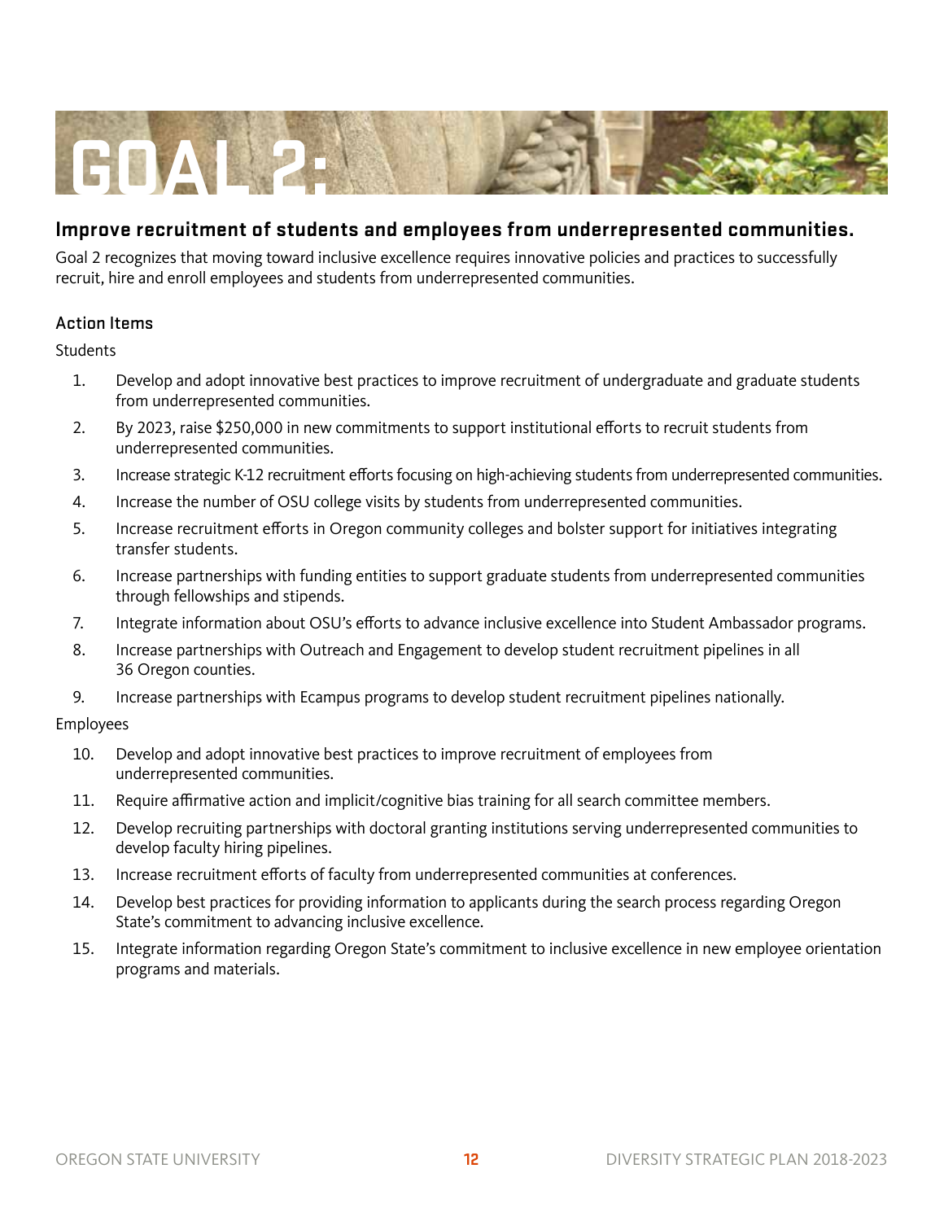# GOAL 2:

## Improve recruitment of students and employees from underrepresented communities.

Goal 2 recognizes that moving toward inclusive excellence requires innovative policies and practices to successfully recruit, hire and enroll employees and students from underrepresented communities.

### Action Items

Students

1. Develop and adopt innovative best practices to improve recruitment of undergraduate and graduate students from underrepresented communities.
2. By 2023, raise $250,000 in new commitments to support institutional efforts to recruit students from underrepresented communities.
3. Increase strategic K-12 recruitment efforts focusing on high-achieving students from underrepresented communities.
4. Increase the number of OSU college visits by students from underrepresented communities.
5. Increase recruitment efforts in Oregon community colleges and bolster support for initiatives integrating transfer students.
6. Increase partnerships with funding entities to support graduate students from underrepresented communities through fellowships and stipends.
7. Integrate information about OSU's efforts to advance inclusive excellence into Student Ambassador programs.
8. Increase partnerships with Outreach and Engagement to develop student recruitment pipelines in all 36 Oregon counties.
9. Increase partnerships with Ecampus programs to develop student recruitment pipelines nationally.

Employees

10. Develop and adopt innovative best practices to improve recruitment of employees from underrepresented communities.
11. Require affirmative action and implicit/cognitive bias training for all search committee members.
12. Develop recruiting partnerships with doctoral granting institutions serving underrepresented communities to develop faculty hiring pipelines.
13. Increase recruitment efforts of faculty from underrepresented communities at conferences.
14. Develop best practices for providing information to applicants during the search process regarding Oregon State's commitment to advancing inclusive excellence.
15. Integrate information regarding Oregon State's commitment to inclusive excellence in new employee orientation programs and materials.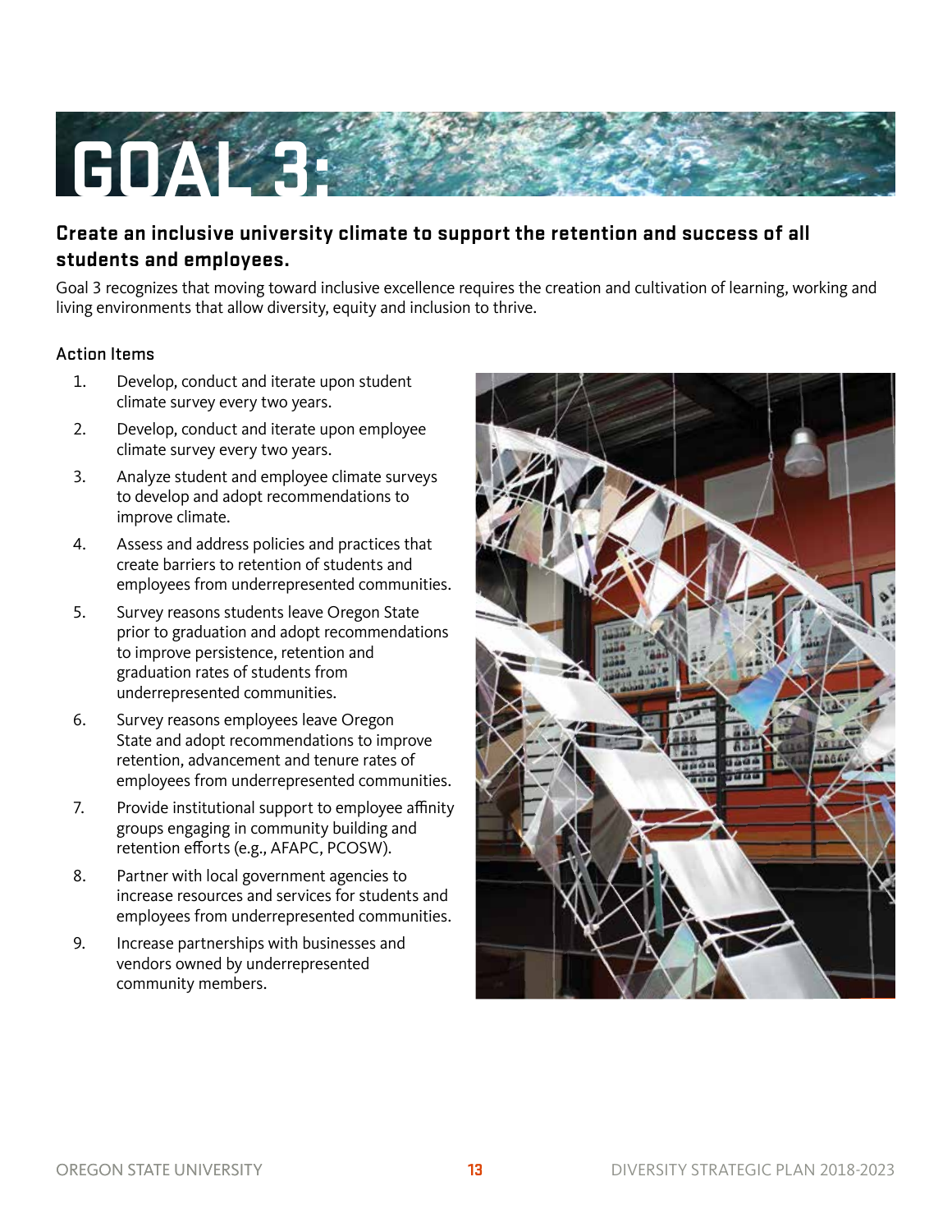# GOAL 3:

## Create an inclusive university climate to support the retention and success of all students and employees.

Goal 3 recognizes that moving toward inclusive excellence requires the creation and cultivation of learning, working and living environments that allow diversity, equity and inclusion to thrive.

### Action Items

1. Develop, conduct and iterate upon student climate survey every two years.
2. Develop, conduct and iterate upon employee climate survey every two years.
3. Analyze student and employee climate surveys to develop and adopt recommendations to improve climate.
4. Assess and address policies and practices that create barriers to retention of students and employees from underrepresented communities.
5. Survey reasons students leave Oregon State prior to graduation and adopt recommendations to improve persistence, retention and graduation rates of students from underrepresented communities.
6. Survey reasons employees leave Oregon State and adopt recommendations to improve retention, advancement and tenure rates of employees from underrepresented communities.
7. Provide institutional support to employee affinity groups engaging in community building and retention efforts (e.g., AFAPC, PCOSW).
8. Partner with local government agencies to increase resources and services for students and employees from underrepresented communities.
9. Increase partnerships with businesses and vendors owned by underrepresented community members.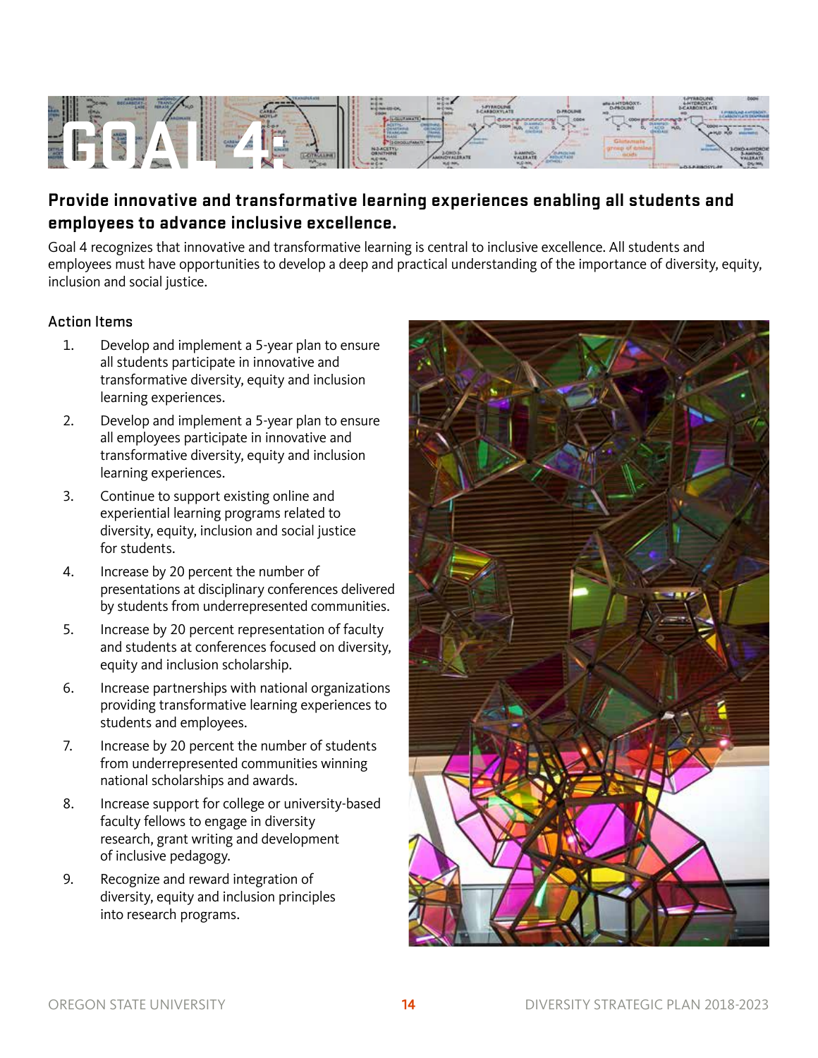# GOAL 4:

## Provide innovative and transformative learning experiences enabling all students and employees to advance inclusive excellence.

Goal 4 recognizes that innovative and transformative learning is central to inclusive excellence. All students and employees must have opportunities to develop a deep and practical understanding of the importance of diversity, equity, inclusion and social justice.

### Action Items

1. Develop and implement a 5-year plan to ensure all students participate in innovative and transformative diversity, equity and inclusion learning experiences.
2. Develop and implement a 5-year plan to ensure all employees participate in innovative and transformative diversity, equity and inclusion learning experiences.
3. Continue to support existing online and experiential learning programs related to diversity, equity, inclusion and social justice for students.
4. Increase by 20 percent the number of presentations at disciplinary conferences delivered by students from underrepresented communities.
5. Increase by 20 percent representation of faculty and students at conferences focused on diversity, equity and inclusion scholarship.
6. Increase partnerships with national organizations providing transformative learning experiences to students and employees.
7. Increase by 20 percent the number of students from underrepresented communities winning national scholarships and awards.
8. Increase support for college or university-based faculty fellows to engage in diversity research, grant writing and development of inclusive pedagogy.
9. Recognize and reward integration of diversity, equity and inclusion principles into research programs.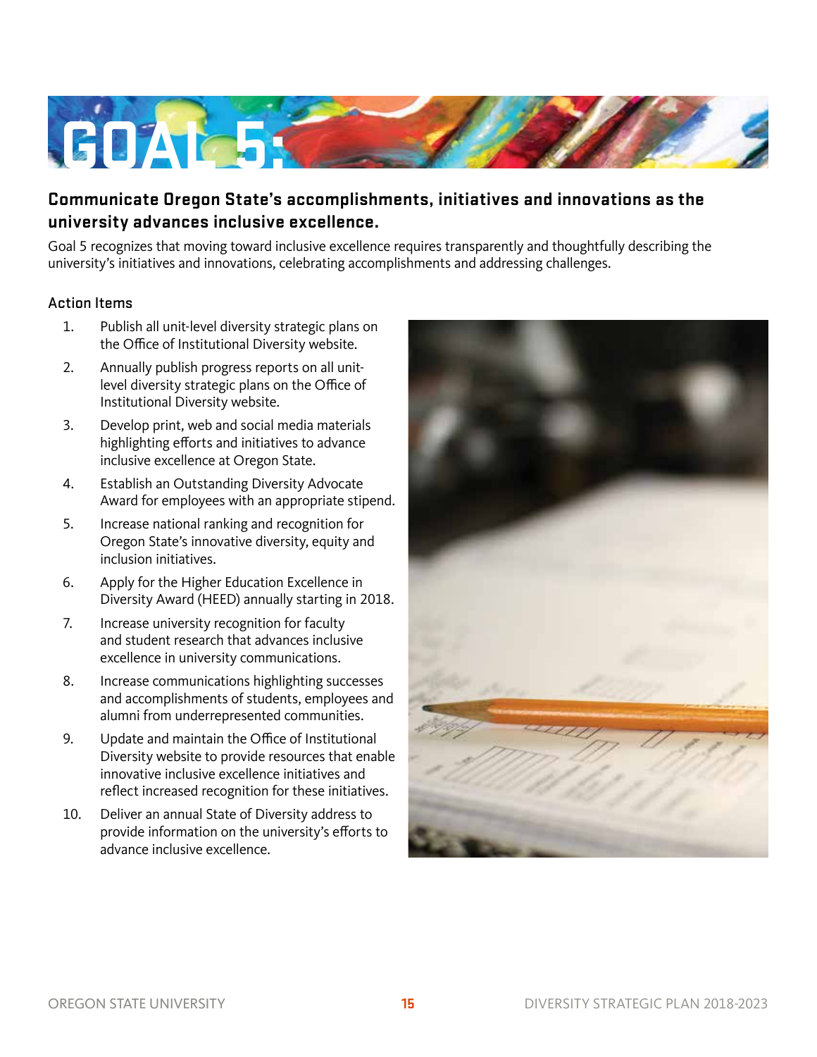# GOAL 5:

## Communicate Oregon State's accomplishments, initiatives and innovations as the university advances inclusive excellence.

Goal 5 recognizes that moving toward inclusive excellence requires transparently and thoughtfully describing the university's initiatives and innovations, celebrating accomplishments and addressing challenges.

### Action Items

1. Publish all unit-level diversity strategic plans on the Office of Institutional Diversity website.
2. Annually publish progress reports on all unit-level diversity strategic plans on the Office of Institutional Diversity website.
3. Develop print, web and social media materials highlighting efforts and initiatives to advance inclusive excellence at Oregon State.
4. Establish an Outstanding Diversity Advocate Award for employees with an appropriate stipend.
5. Increase national ranking and recognition for Oregon State's innovative diversity, equity and inclusion initiatives.
6. Apply for the Higher Education Excellence in Diversity Award (HEED) annually starting in 2018.
7. Increase university recognition for faculty and student research that advances inclusive excellence in university communications.
8. Increase communications highlighting successes and accomplishments of students, employees and alumni from underrepresented communities.
9. Update and maintain the Office of Institutional Diversity website to provide resources that enable innovative inclusive excellence initiatives and reflect increased recognition for these initiatives.
10. Deliver an annual State of Diversity address to provide information on the university's efforts to advance inclusive excellence.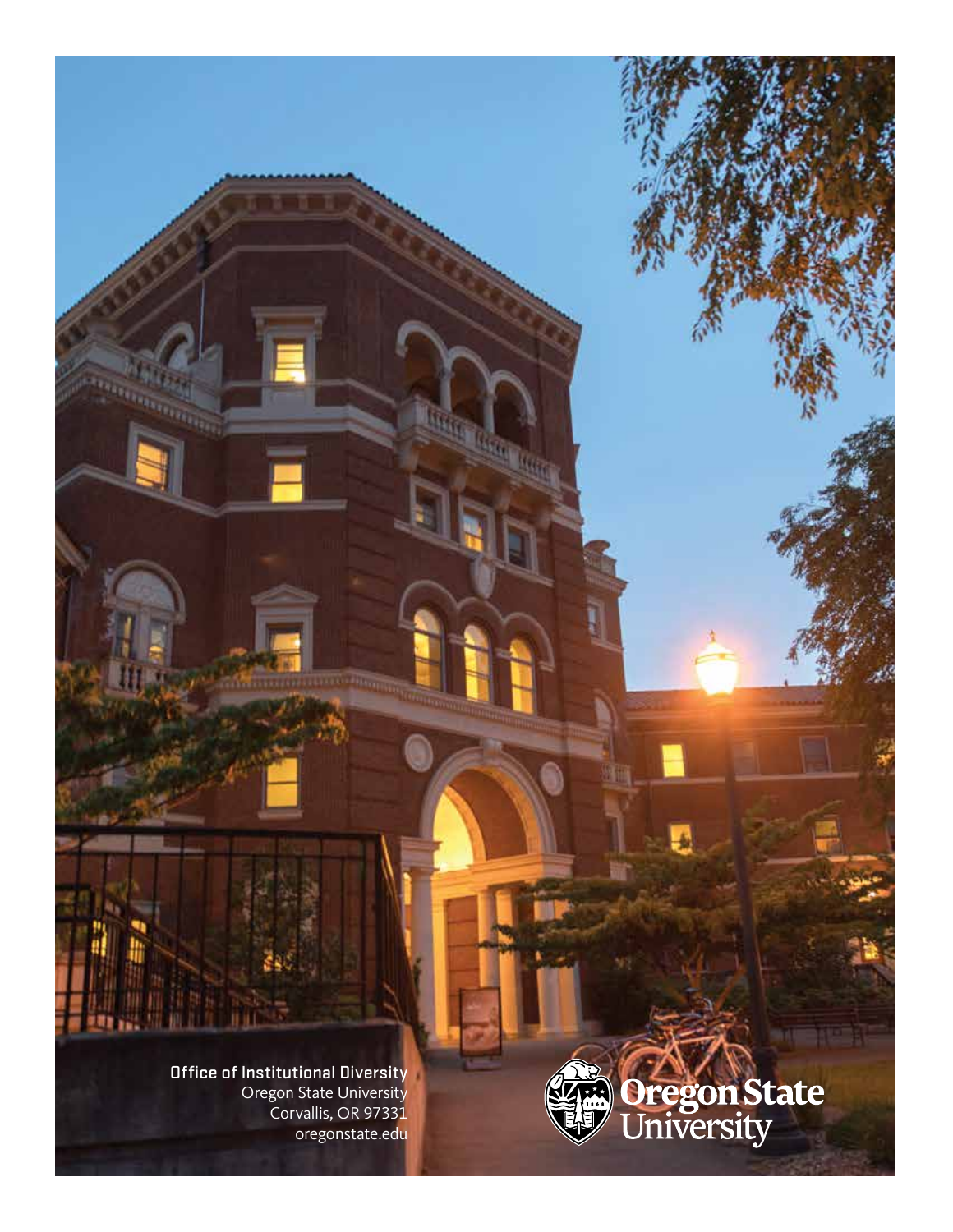**Office of Institutional Diversity**
Oregon State University
Corvallis, OR 97331
oregonstate.edu

Oregon State University